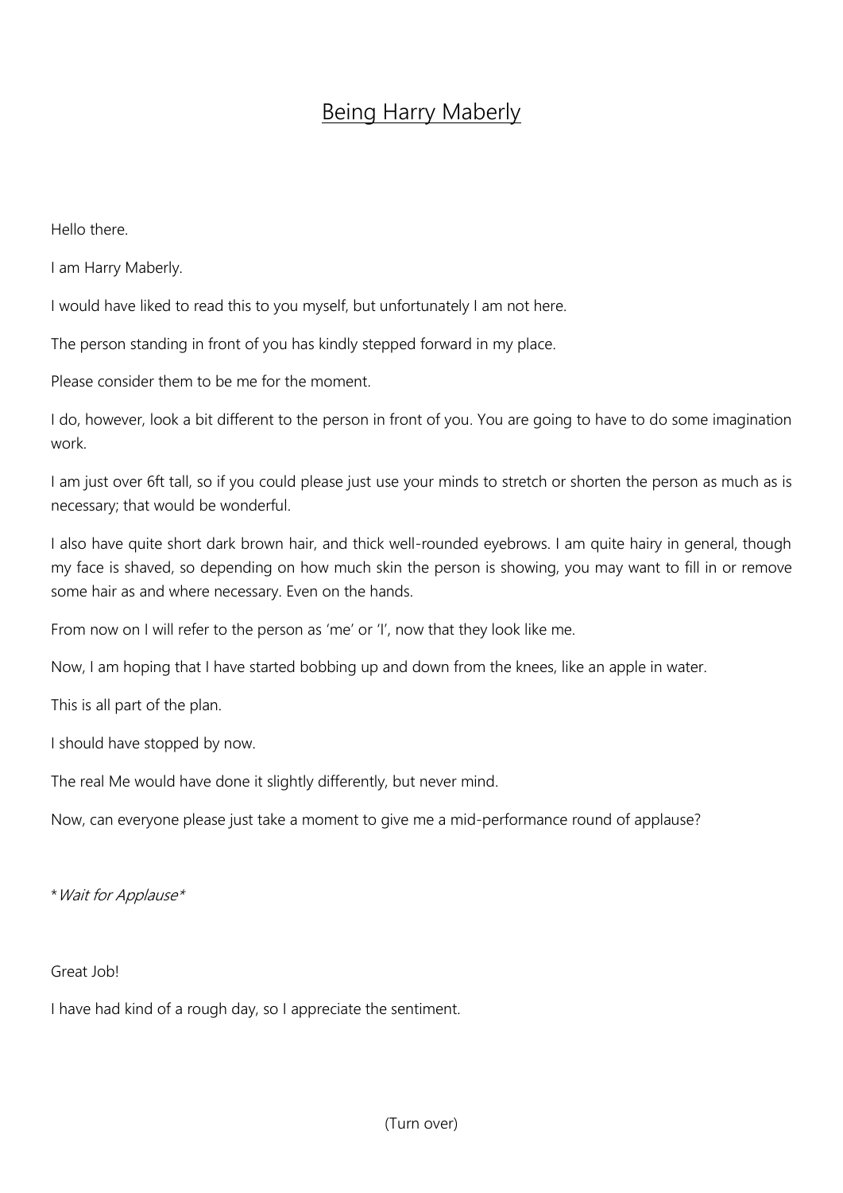# Being Harry Maberly

Hello there.

I am Harry Maberly.

I would have liked to read this to you myself, but unfortunately I am not here.

The person standing in front of you has kindly stepped forward in my place.

Please consider them to be me for the moment.

I do, however, look a bit different to the person in front of you. You are going to have to do some imagination work.

I am just over 6ft tall, so if you could please just use your minds to stretch or shorten the person as much as is necessary; that would be wonderful.

I also have quite short dark brown hair, and thick well-rounded eyebrows. I am quite hairy in general, though my face is shaved, so depending on how much skin the person is showing, you may want to fill in or remove some hair as and where necessary. Even on the hands.

From now on I will refer to the person as 'me' or 'I', now that they look like me.

Now, I am hoping that I have started bobbing up and down from the knees, like an apple in water.

This is all part of the plan.

I should have stopped by now.

The real Me would have done it slightly differently, but never mind.

Now, can everyone please just take a moment to give me a mid-performance round of applause?

**Wait for Applause**

Great Job!

I have had kind of a rough day, so I appreciate the sentiment.

(Turn over)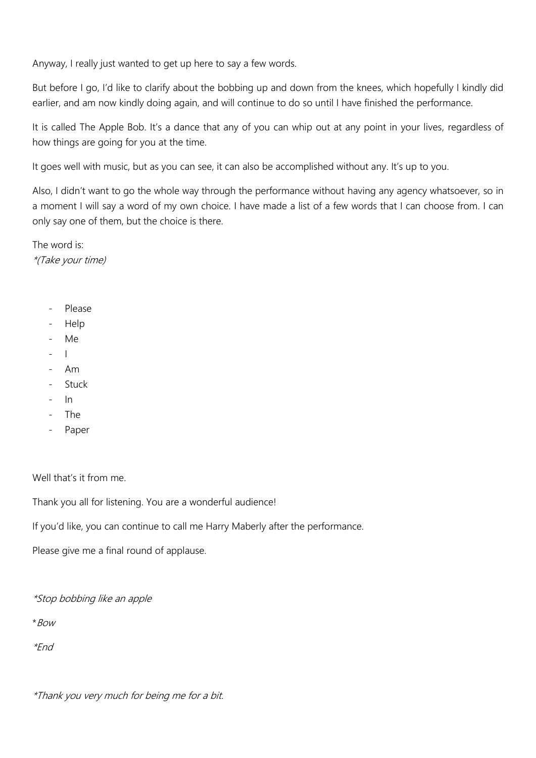Anyway, I really just wanted to get up here to say a few words.

But before I go, I'd like to clarify about the bobbing up and down from the knees, which hopefully I kindly did earlier, and am now kindly doing again, and will continue to do so until I have finished the performance.

It is called The Apple Bob. It's a dance that any of you can whip out at any point in your lives, regardless of how things are going for you at the time.

It goes well with music, but as you can see, it can also be accomplished without any. It's up to you.

Also, I didn't want to go the whole way through the performance without having any agency whatsoever, so in a moment I will say a word of my own choice. I have made a list of a few words that I can choose from. I can only say one of them, but the choice is there.

The word is:
*\*(Take your time)*

- Please
- Help
- Me
- I
- Am
- Stuck
- In
- The
- Paper

Well that's it from me.

Thank you all for listening. You are a wonderful audience!

If you'd like, you can continue to call me Harry Maberly after the performance.

Please give me a final round of applause.

*\*Stop bobbing like an apple*

*\*Bow*

*\*End*

*\*Thank you very much for being me for a bit.*